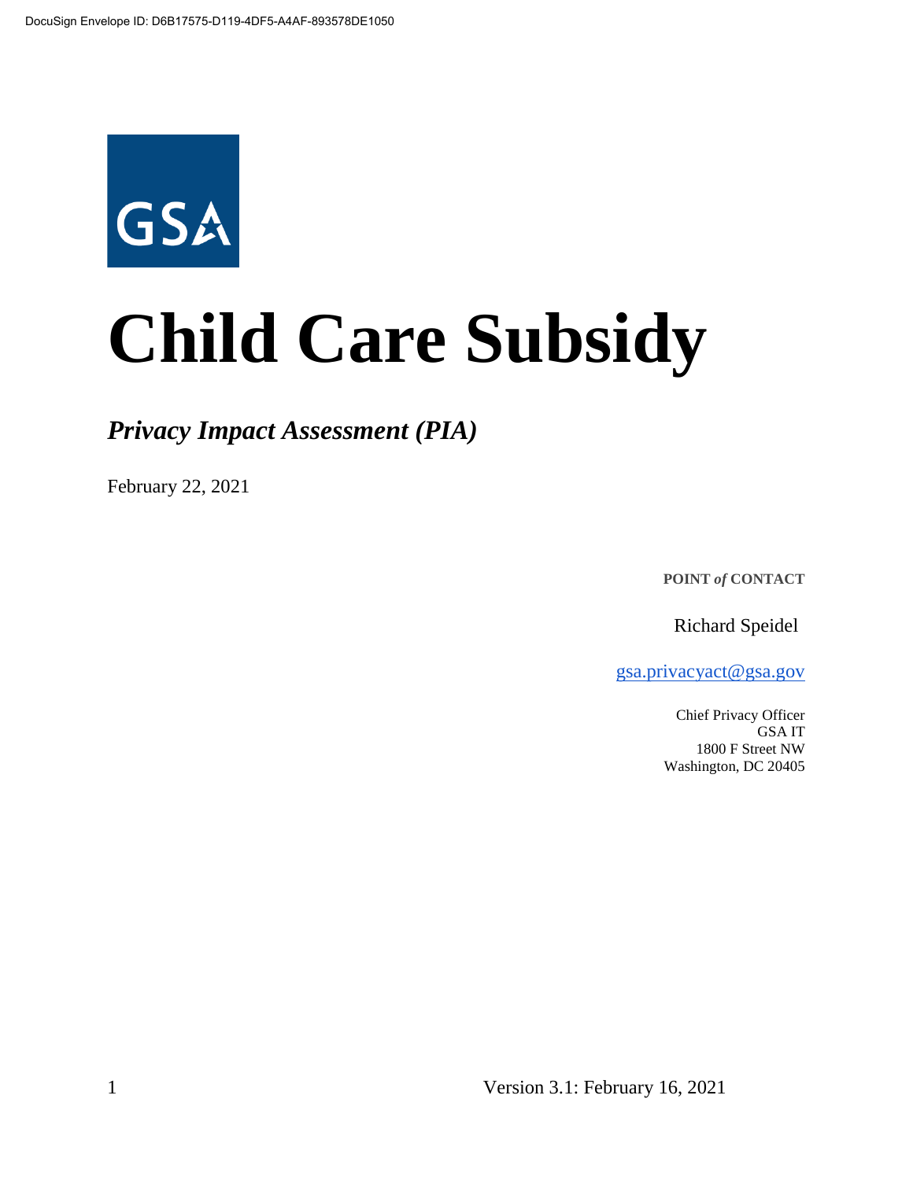DocuSign Envelope ID: D6B17575-D119-4DF5-A4AF-893578DE1050

GSA

# Child Care Subsidy

## *Privacy Impact Assessment (PIA)*

February 22, 2021

**POINT *of* CONTACT**

Richard Speidel

gsa.privacyact@gsa.gov

Chief Privacy Officer
GSA IT
1800 F Street NW
Washington, DC 20405

Version 3.1: February 16, 2021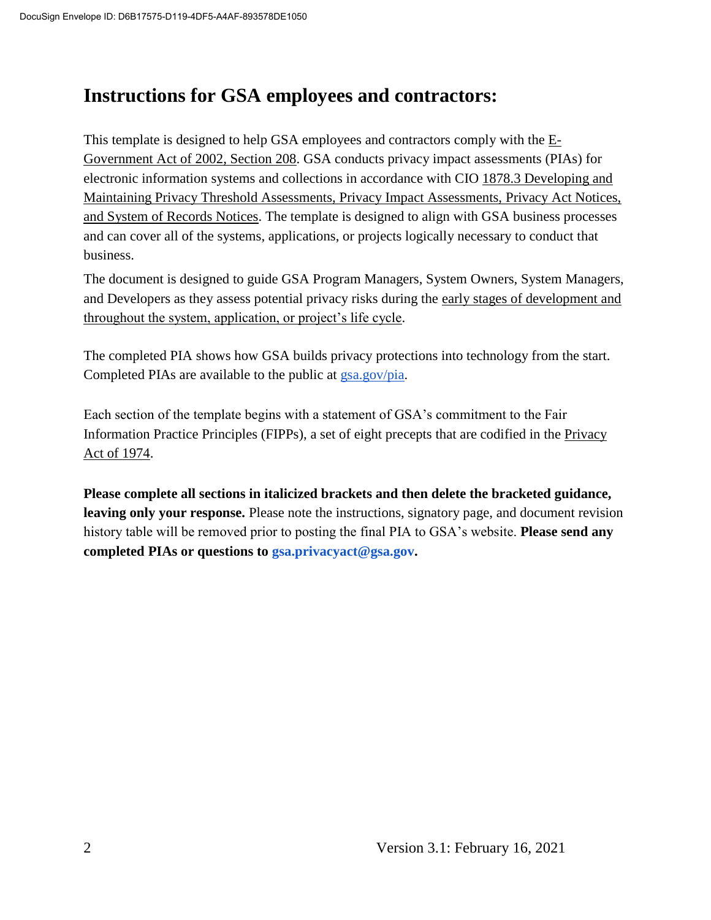# Instructions for GSA employees and contractors:

This template is designed to help GSA employees and contractors comply with the E-Government Act of 2002, Section 208. GSA conducts privacy impact assessments (PIAs) for electronic information systems and collections in accordance with CIO 1878.3 Developing and Maintaining Privacy Threshold Assessments, Privacy Impact Assessments, Privacy Act Notices, and System of Records Notices. The template is designed to align with GSA business processes and can cover all of the systems, applications, or projects logically necessary to conduct that business.

The document is designed to guide GSA Program Managers, System Owners, System Managers, and Developers as they assess potential privacy risks during the early stages of development and throughout the system, application, or project's life cycle.

The completed PIA shows how GSA builds privacy protections into technology from the start. Completed PIAs are available to the public at gsa.gov/pia.

Each section of the template begins with a statement of GSA's commitment to the Fair Information Practice Principles (FIPPs), a set of eight precepts that are codified in the Privacy Act of 1974.

**Please complete all sections in italicized brackets and then delete the bracketed guidance, leaving only your response.** Please note the instructions, signatory page, and document revision history table will be removed prior to posting the final PIA to GSA's website. **Please send any completed PIAs or questions to gsa.privacyact@gsa.gov.**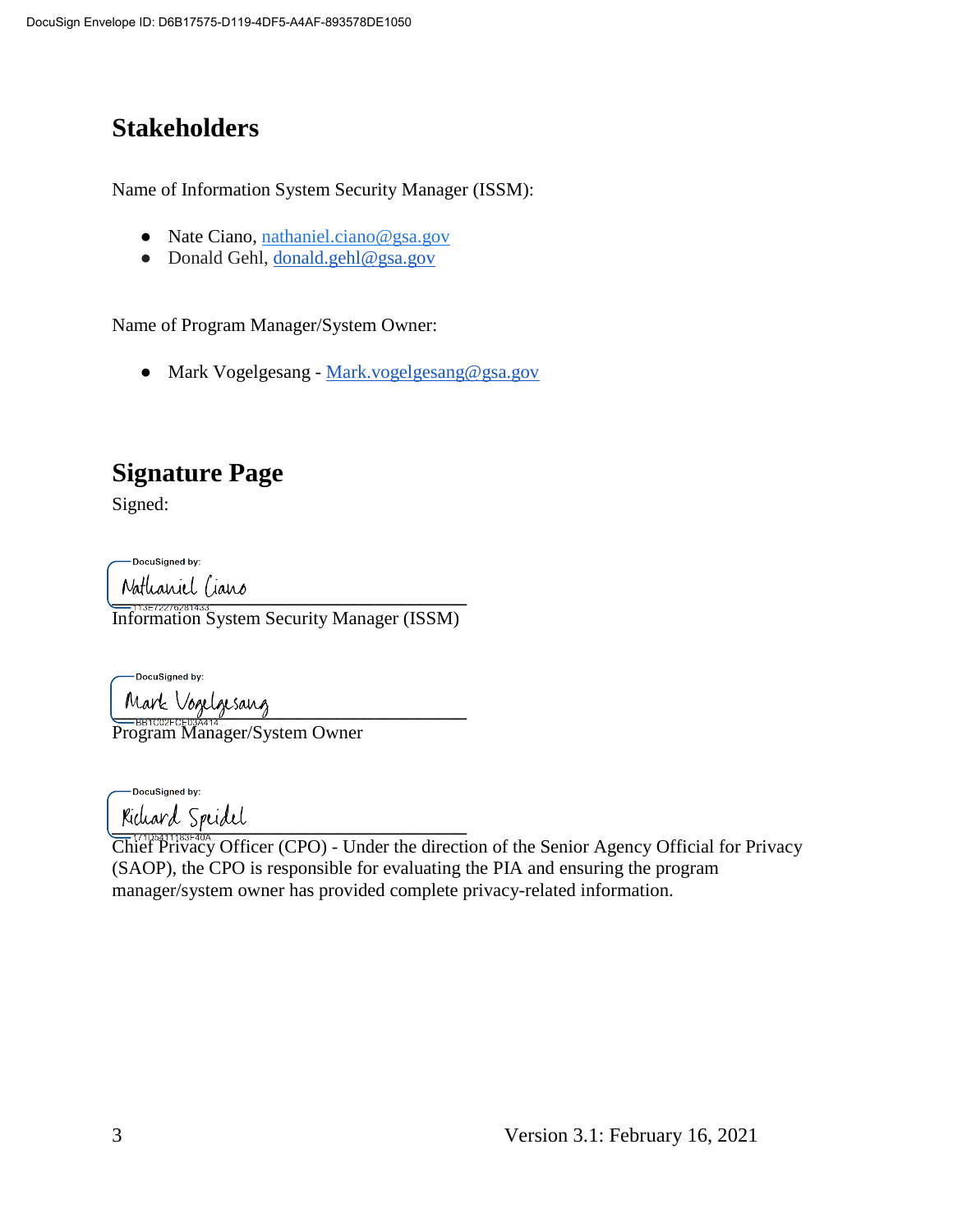## Stakeholders

Name of Information System Security Manager (ISSM):

- Nate Ciano, nathaniel.ciano@gsa.gov
- Donald Gehl, donald.gehl@gsa.gov

Name of Program Manager/System Owner:

- Mark Vogelgesang - Mark.vogelgesang@gsa.gov

## Signature Page

Signed:

DocuSigned by:
Nathaniel Ciano
113E72276281433

Information System Security Manager (ISSM)

DocuSigned by:
Mark Vogelgesang
BB1C02FCE03A414

Program Manager/System Owner

DocuSigned by:
Richard Speidel
171D5411183F40A

Chief Privacy Officer (CPO) - Under the direction of the Senior Agency Official for Privacy (SAOP), the CPO is responsible for evaluating the PIA and ensuring the program manager/system owner has provided complete privacy-related information.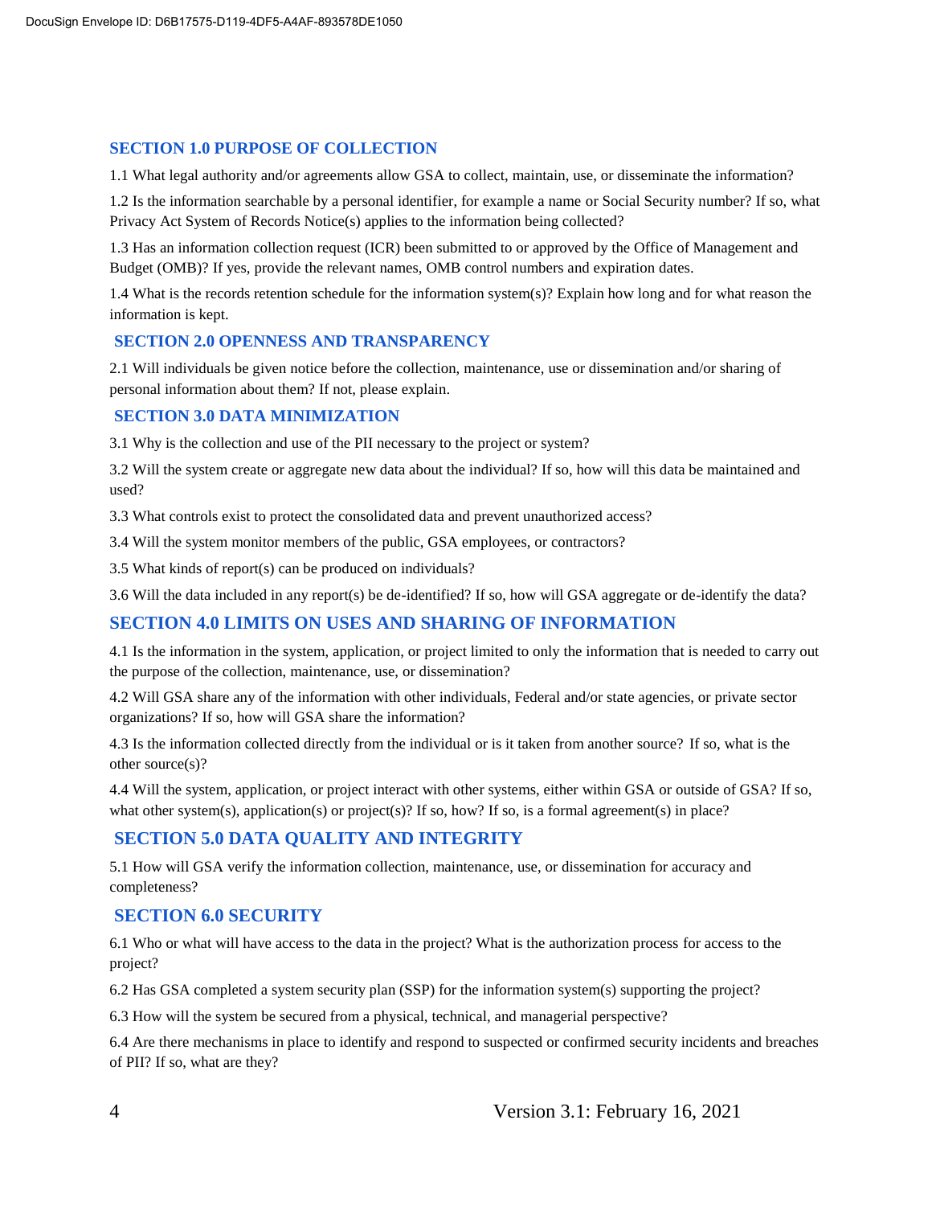## SECTION 1.0 PURPOSE OF COLLECTION

1.1 What legal authority and/or agreements allow GSA to collect, maintain, use, or disseminate the information?

1.2 Is the information searchable by a personal identifier, for example a name or Social Security number? If so, what Privacy Act System of Records Notice(s) applies to the information being collected?

1.3 Has an information collection request (ICR) been submitted to or approved by the Office of Management and Budget (OMB)? If yes, provide the relevant names, OMB control numbers and expiration dates.

1.4 What is the records retention schedule for the information system(s)? Explain how long and for what reason the information is kept.

## SECTION 2.0 OPENNESS AND TRANSPARENCY

2.1 Will individuals be given notice before the collection, maintenance, use or dissemination and/or sharing of personal information about them? If not, please explain.

## SECTION 3.0 DATA MINIMIZATION

3.1 Why is the collection and use of the PII necessary to the project or system?

3.2 Will the system create or aggregate new data about the individual? If so, how will this data be maintained and used?

3.3 What controls exist to protect the consolidated data and prevent unauthorized access?

3.4 Will the system monitor members of the public, GSA employees, or contractors?

3.5 What kinds of report(s) can be produced on individuals?

3.6 Will the data included in any report(s) be de-identified? If so, how will GSA aggregate or de-identify the data?

## SECTION 4.0 LIMITS ON USES AND SHARING OF INFORMATION

4.1 Is the information in the system, application, or project limited to only the information that is needed to carry out the purpose of the collection, maintenance, use, or dissemination?

4.2 Will GSA share any of the information with other individuals, Federal and/or state agencies, or private sector organizations? If so, how will GSA share the information?

4.3 Is the information collected directly from the individual or is it taken from another source? If so, what is the other source(s)?

4.4 Will the system, application, or project interact with other systems, either within GSA or outside of GSA? If so, what other system(s), application(s) or project(s)? If so, how? If so, is a formal agreement(s) in place?

## SECTION 5.0 DATA QUALITY AND INTEGRITY

5.1 How will GSA verify the information collection, maintenance, use, or dissemination for accuracy and completeness?

## SECTION 6.0 SECURITY

6.1 Who or what will have access to the data in the project? What is the authorization process for access to the project?

6.2 Has GSA completed a system security plan (SSP) for the information system(s) supporting the project?

6.3 How will the system be secured from a physical, technical, and managerial perspective?

6.4 Are there mechanisms in place to identify and respond to suspected or confirmed security incidents and breaches of PII? If so, what are they?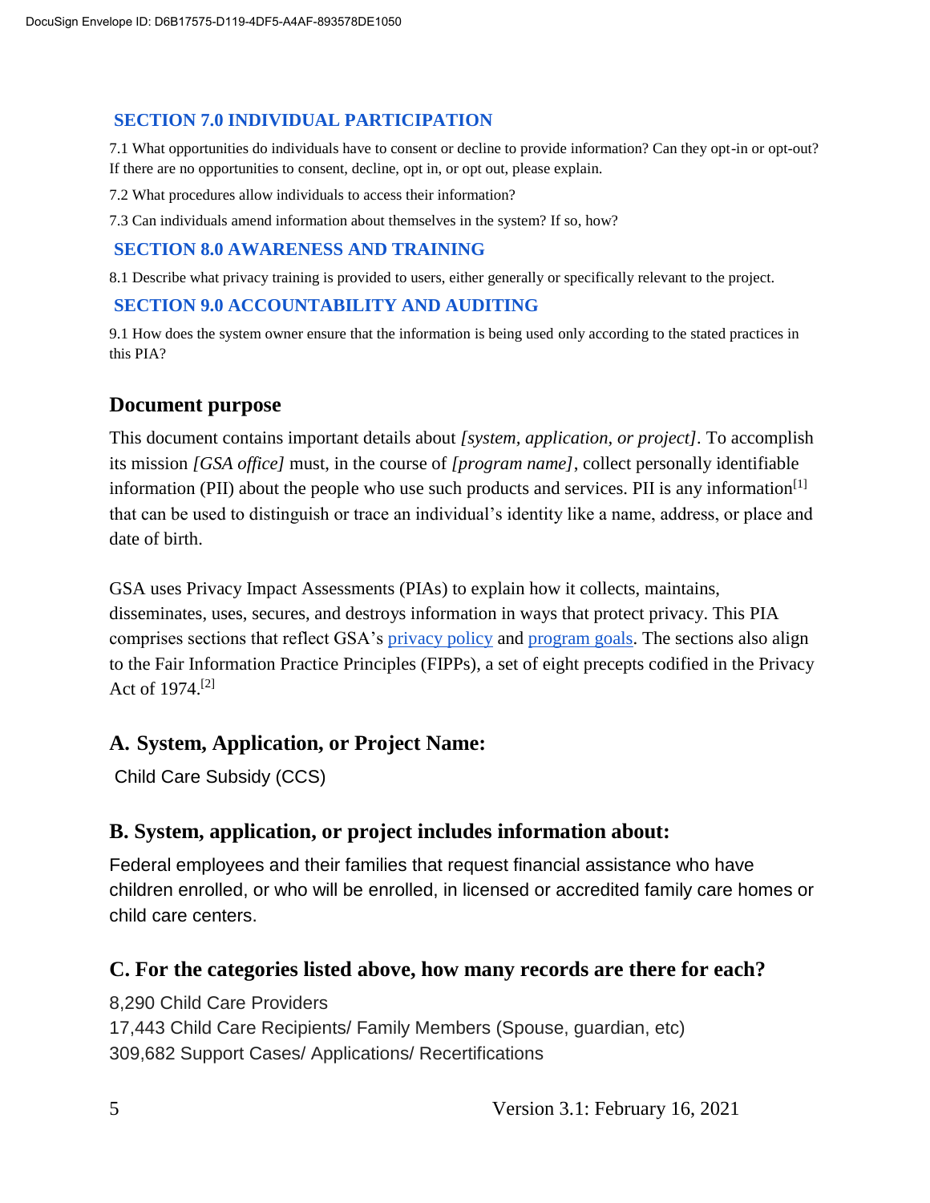### SECTION 7.0 INDIVIDUAL PARTICIPATION

7.1 What opportunities do individuals have to consent or decline to provide information? Can they opt-in or opt-out? If there are no opportunities to consent, decline, opt in, or opt out, please explain.

7.2 What procedures allow individuals to access their information?

7.3 Can individuals amend information about themselves in the system? If so, how?

### SECTION 8.0 AWARENESS AND TRAINING

8.1 Describe what privacy training is provided to users, either generally or specifically relevant to the project.

### SECTION 9.0 ACCOUNTABILITY AND AUDITING

9.1 How does the system owner ensure that the information is being used only according to the stated practices in this PIA?

## Document purpose

This document contains important details about *[system, application, or project]*. To accomplish its mission *[GSA office]* must, in the course of *[program name]*, collect personally identifiable information (PII) about the people who use such products and services. PII is any information[1] that can be used to distinguish or trace an individual's identity like a name, address, or place and date of birth.

GSA uses Privacy Impact Assessments (PIAs) to explain how it collects, maintains, disseminates, uses, secures, and destroys information in ways that protect privacy. This PIA comprises sections that reflect GSA's privacy policy and program goals. The sections also align to the Fair Information Practice Principles (FIPPs), a set of eight precepts codified in the Privacy Act of 1974.[2]

## A. System, Application, or Project Name:

Child Care Subsidy (CCS)

## B. System, application, or project includes information about:

Federal employees and their families that request financial assistance who have children enrolled, or who will be enrolled, in licensed or accredited family care homes or child care centers.

## C. For the categories listed above, how many records are there for each?

8,290 Child Care Providers
17,443 Child Care Recipients/ Family Members (Spouse, guardian, etc)
309,682 Support Cases/ Applications/ Recertifications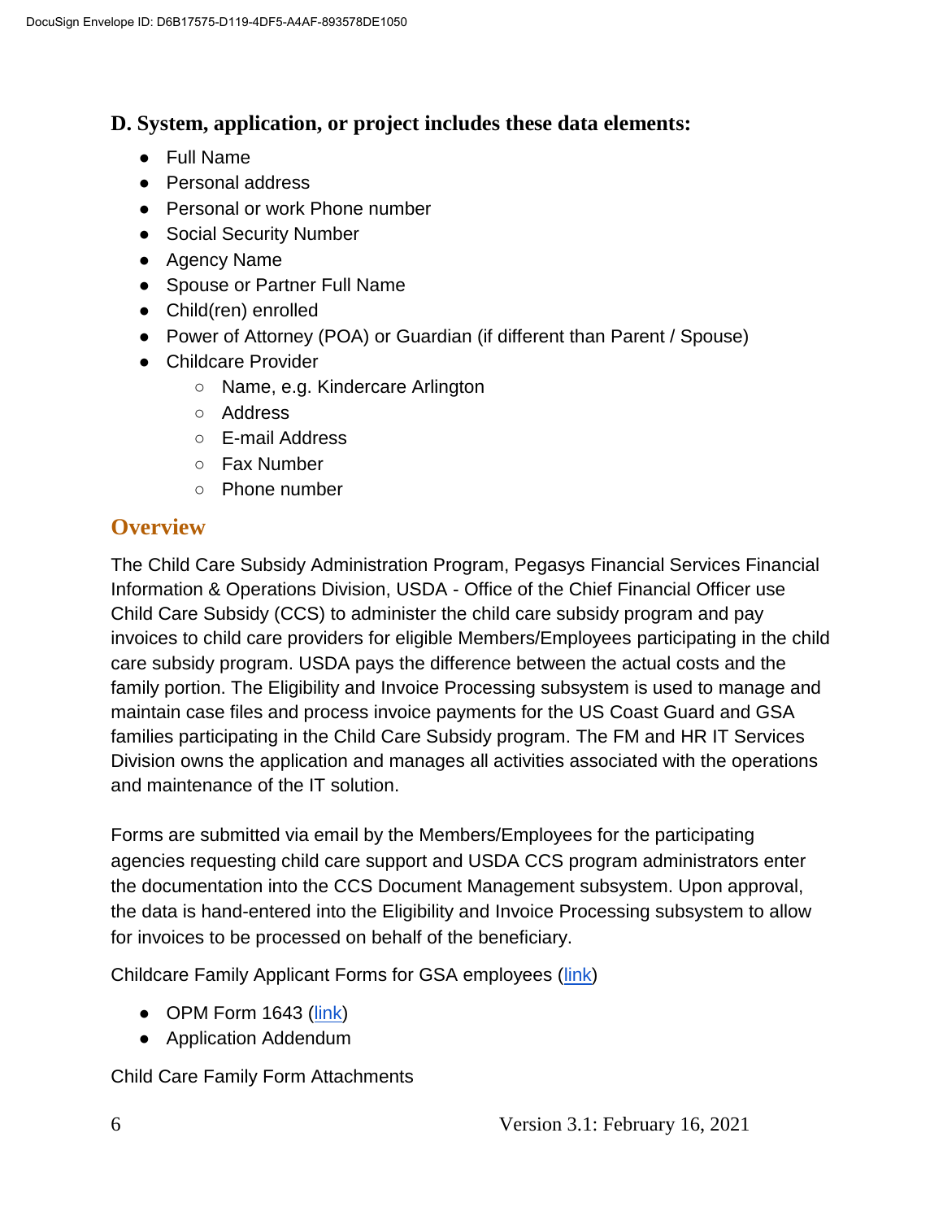### D. System, application, or project includes these data elements:

- Full Name
- Personal address
- Personal or work Phone number
- Social Security Number
- Agency Name
- Spouse or Partner Full Name
- Child(ren) enrolled
- Power of Attorney (POA) or Guardian (if different than Parent / Spouse)
- Childcare Provider
    - Name, e.g. Kindercare Arlington
    - Address
    - E-mail Address
    - Fax Number
    - Phone number

## Overview

The Child Care Subsidy Administration Program, Pegasys Financial Services Financial Information & Operations Division, USDA - Office of the Chief Financial Officer use Child Care Subsidy (CCS) to administer the child care subsidy program and pay invoices to child care providers for eligible Members/Employees participating in the child care subsidy program. USDA pays the difference between the actual costs and the family portion. The Eligibility and Invoice Processing subsystem is used to manage and maintain case files and process invoice payments for the US Coast Guard and GSA families participating in the Child Care Subsidy program. The FM and HR IT Services Division owns the application and manages all activities associated with the operations and maintenance of the IT solution.

Forms are submitted via email by the Members/Employees for the participating agencies requesting child care support and USDA CCS program administrators enter the documentation into the CCS Document Management subsystem. Upon approval, the data is hand-entered into the Eligibility and Invoice Processing subsystem to allow for invoices to be processed on behalf of the beneficiary.

Childcare Family Applicant Forms for GSA employees (link)

- OPM Form 1643 (link)
- Application Addendum

Child Care Family Form Attachments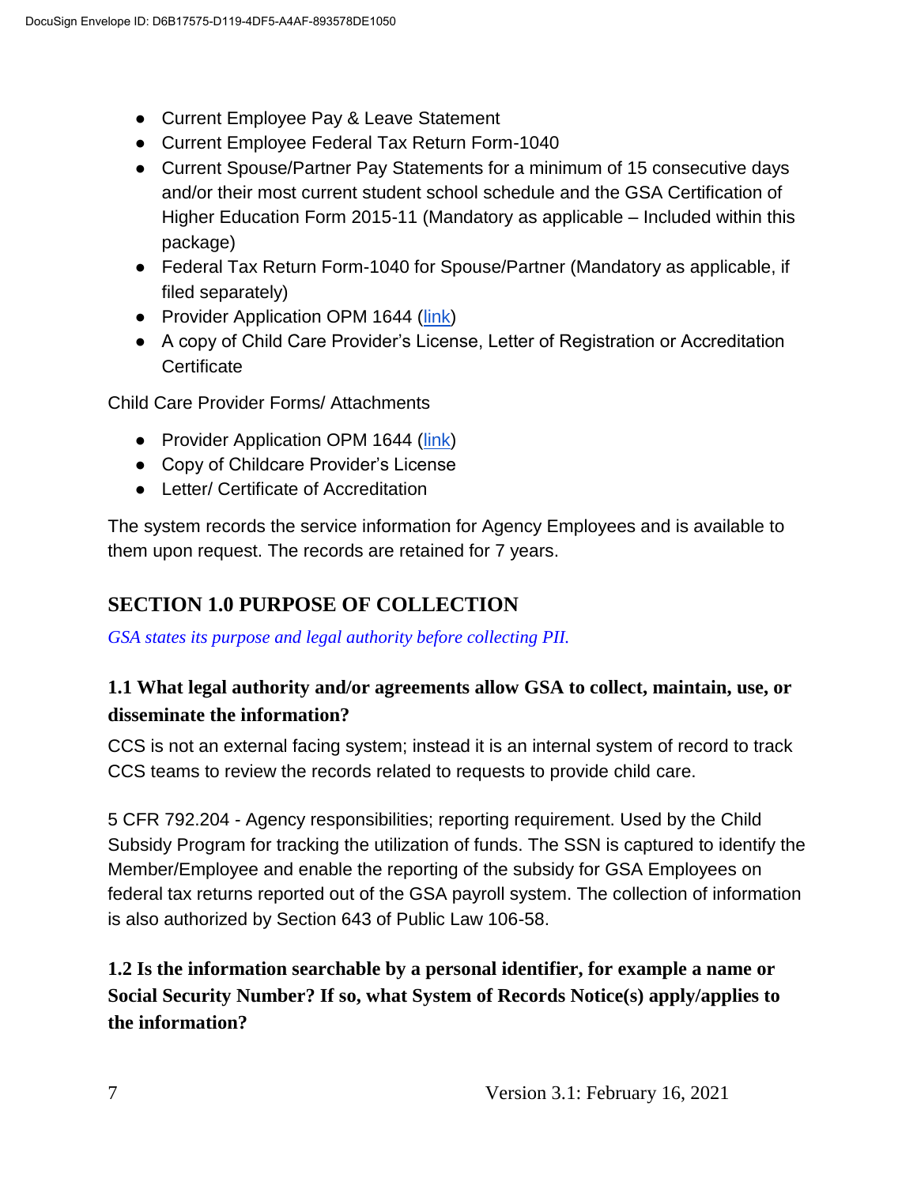- Current Employee Pay & Leave Statement
- Current Employee Federal Tax Return Form-1040
- Current Spouse/Partner Pay Statements for a minimum of 15 consecutive days and/or their most current student school schedule and the GSA Certification of Higher Education Form 2015-11 (Mandatory as applicable – Included within this package)
- Federal Tax Return Form-1040 for Spouse/Partner (Mandatory as applicable, if filed separately)
- Provider Application OPM 1644 (link)
- A copy of Child Care Provider's License, Letter of Registration or Accreditation Certificate

Child Care Provider Forms/ Attachments

- Provider Application OPM 1644 (link)
- Copy of Childcare Provider's License
- Letter/ Certificate of Accreditation

The system records the service information for Agency Employees and is available to them upon request. The records are retained for 7 years.

## SECTION 1.0 PURPOSE OF COLLECTION

*GSA states its purpose and legal authority before collecting PII.*

### 1.1 What legal authority and/or agreements allow GSA to collect, maintain, use, or disseminate the information?

CCS is not an external facing system; instead it is an internal system of record to track CCS teams to review the records related to requests to provide child care.

5 CFR 792.204 - Agency responsibilities; reporting requirement. Used by the Child Subsidy Program for tracking the utilization of funds. The SSN is captured to identify the Member/Employee and enable the reporting of the subsidy for GSA Employees on federal tax returns reported out of the GSA payroll system. The collection of information is also authorized by Section 643 of Public Law 106-58.

### 1.2 Is the information searchable by a personal identifier, for example a name or Social Security Number? If so, what System of Records Notice(s) apply/applies to the information?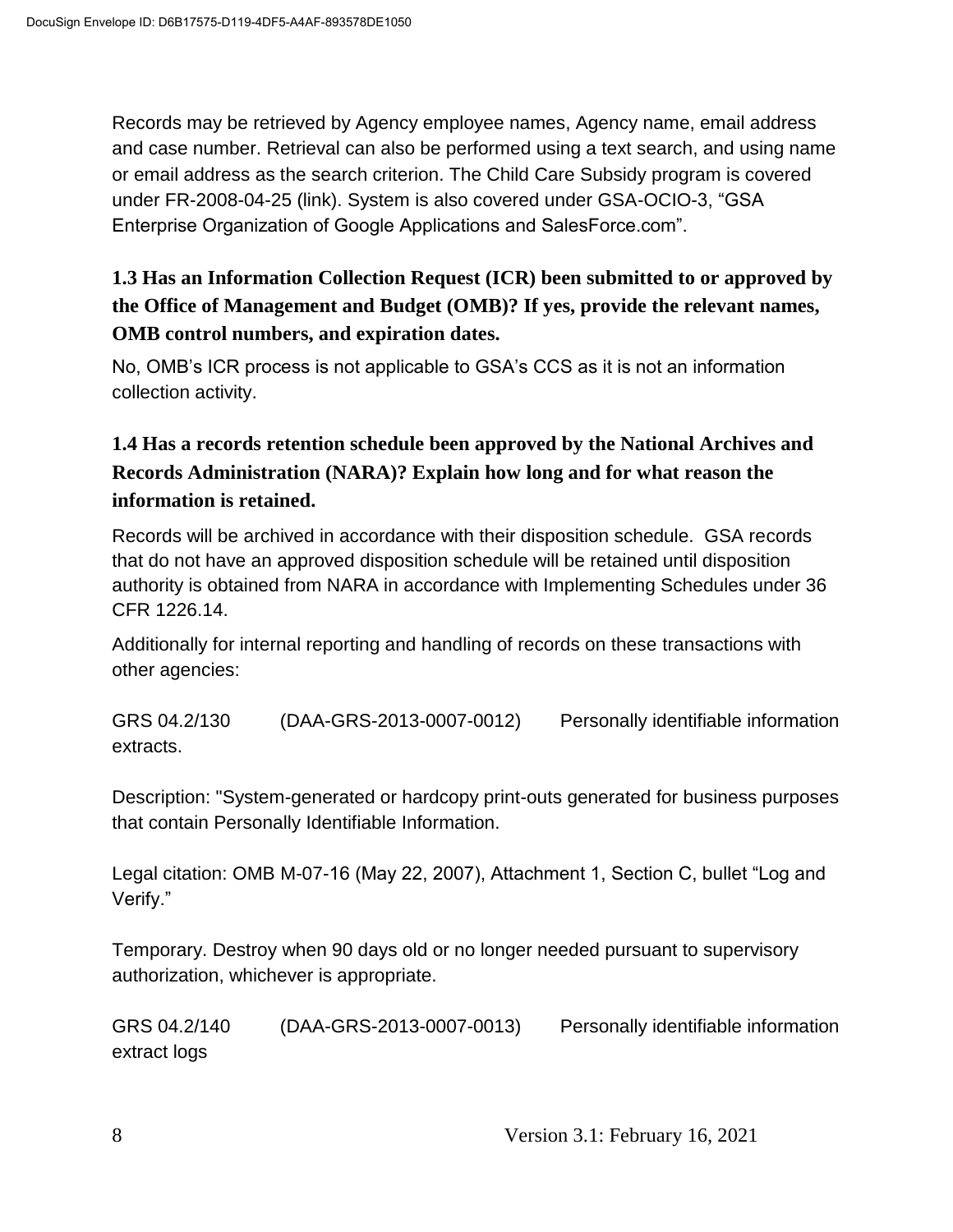Records may be retrieved by Agency employee names, Agency name, email address and case number. Retrieval can also be performed using a text search, and using name or email address as the search criterion. The Child Care Subsidy program is covered under FR-2008-04-25 (link). System is also covered under GSA-OCIO-3, "GSA Enterprise Organization of Google Applications and SalesForce.com".

### 1.3 Has an Information Collection Request (ICR) been submitted to or approved by the Office of Management and Budget (OMB)? If yes, provide the relevant names, OMB control numbers, and expiration dates.

No, OMB's ICR process is not applicable to GSA's CCS as it is not an information collection activity.

### 1.4 Has a records retention schedule been approved by the National Archives and Records Administration (NARA)? Explain how long and for what reason the information is retained.

Records will be archived in accordance with their disposition schedule. GSA records that do not have an approved disposition schedule will be retained until disposition authority is obtained from NARA in accordance with Implementing Schedules under 36 CFR 1226.14.

Additionally for internal reporting and handling of records on these transactions with other agencies:

GRS 04.2/130 (DAA-GRS-2013-0007-0012) Personally identifiable information extracts.

Description: "System-generated or hardcopy print-outs generated for business purposes that contain Personally Identifiable Information.

Legal citation: OMB M-07-16 (May 22, 2007), Attachment 1, Section C, bullet "Log and Verify."

Temporary. Destroy when 90 days old or no longer needed pursuant to supervisory authorization, whichever is appropriate.

GRS 04.2/140 (DAA-GRS-2013-0007-0013) Personally identifiable information extract logs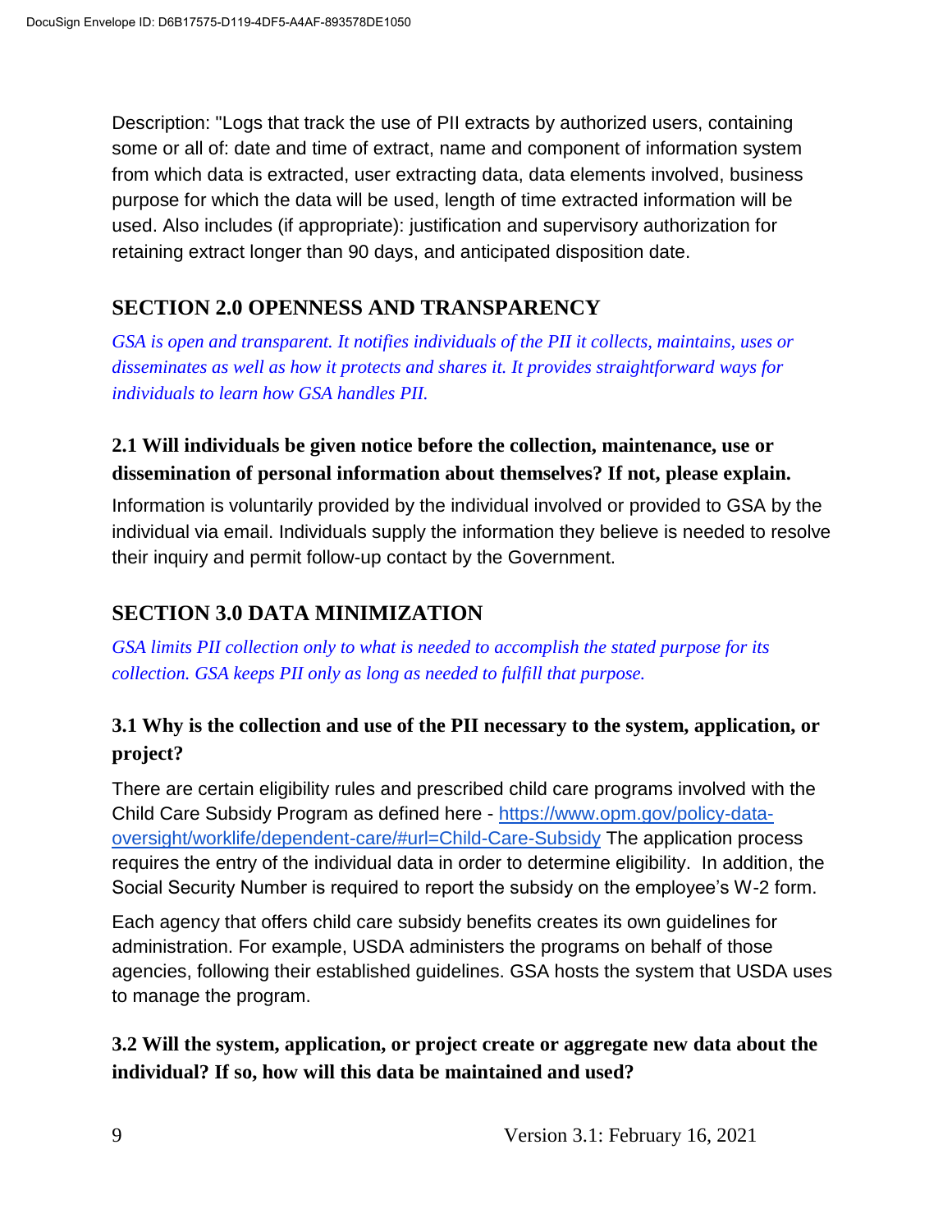Description: "Logs that track the use of PII extracts by authorized users, containing some or all of: date and time of extract, name and component of information system from which data is extracted, user extracting data, data elements involved, business purpose for which the data will be used, length of time extracted information will be used. Also includes (if appropriate): justification and supervisory authorization for retaining extract longer than 90 days, and anticipated disposition date.

## SECTION 2.0 OPENNESS AND TRANSPARENCY

*GSA is open and transparent. It notifies individuals of the PII it collects, maintains, uses or disseminates as well as how it protects and shares it. It provides straightforward ways for individuals to learn how GSA handles PII.*

### 2.1 Will individuals be given notice before the collection, maintenance, use or dissemination of personal information about themselves? If not, please explain.

Information is voluntarily provided by the individual involved or provided to GSA by the individual via email. Individuals supply the information they believe is needed to resolve their inquiry and permit follow-up contact by the Government.

## SECTION 3.0 DATA MINIMIZATION

*GSA limits PII collection only to what is needed to accomplish the stated purpose for its collection. GSA keeps PII only as long as needed to fulfill that purpose.*

### 3.1 Why is the collection and use of the PII necessary to the system, application, or project?

There are certain eligibility rules and prescribed child care programs involved with the Child Care Subsidy Program as defined here - [https://www.opm.gov/policy-data-oversight/worklife/dependent-care/#url=Child-Care-Subsidy](https://www.opm.gov/policy-data-oversight/worklife/dependent-care/#url=Child-Care-Subsidy) The application process requires the entry of the individual data in order to determine eligibility. In addition, the Social Security Number is required to report the subsidy on the employee's W-2 form.

Each agency that offers child care subsidy benefits creates its own guidelines for administration. For example, USDA administers the programs on behalf of those agencies, following their established guidelines. GSA hosts the system that USDA uses to manage the program.

### 3.2 Will the system, application, or project create or aggregate new data about the individual? If so, how will this data be maintained and used?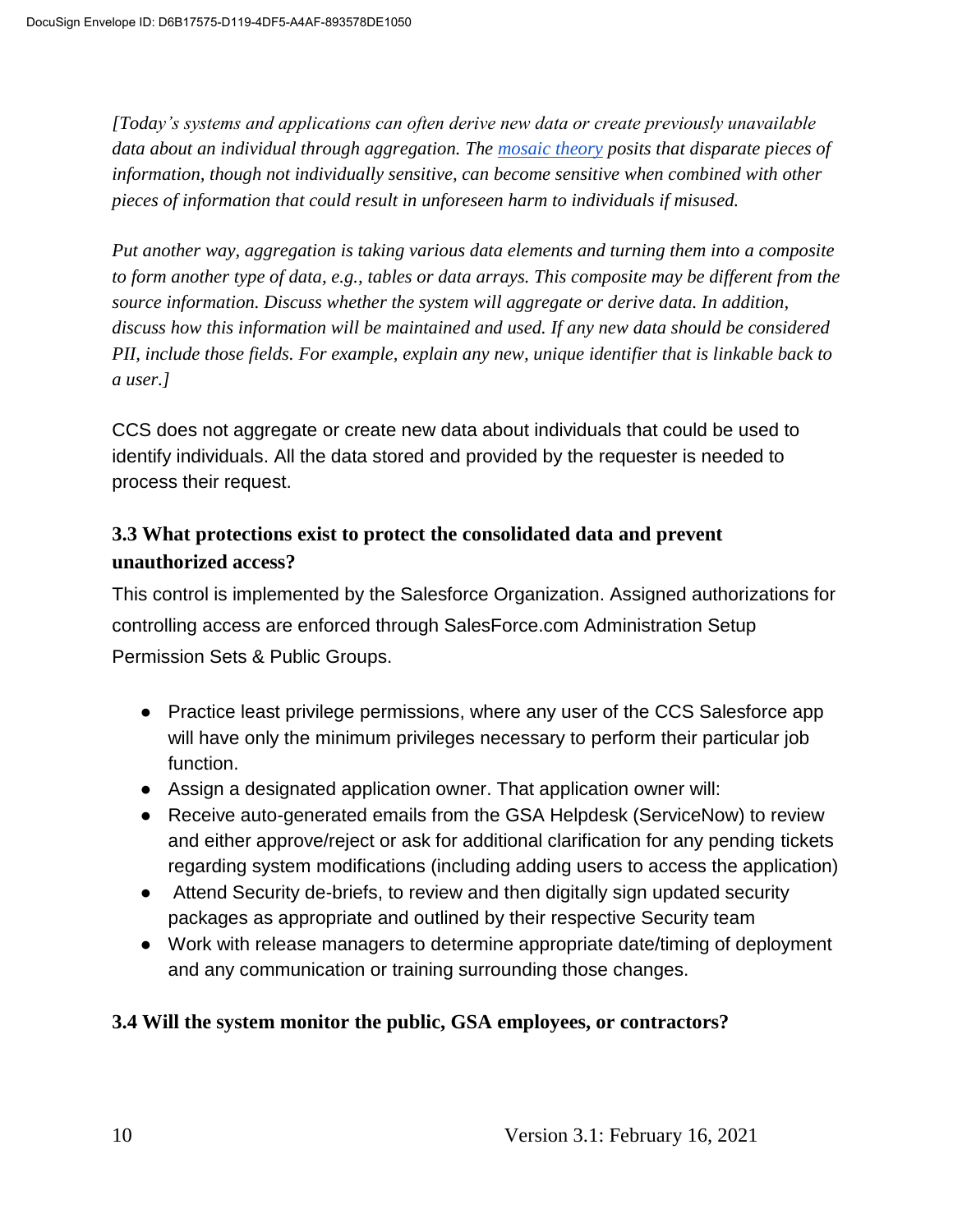*[Today's systems and applications can often derive new data or create previously unavailable data about an individual through aggregation. The [mosaic theory](#) posits that disparate pieces of information, though not individually sensitive, can become sensitive when combined with other pieces of information that could result in unforeseen harm to individuals if misused.*

*Put another way, aggregation is taking various data elements and turning them into a composite to form another type of data, e.g., tables or data arrays. This composite may be different from the source information. Discuss whether the system will aggregate or derive data. In addition, discuss how this information will be maintained and used. If any new data should be considered PII, include those fields. For example, explain any new, unique identifier that is linkable back to a user.]*

CCS does not aggregate or create new data about individuals that could be used to identify individuals. All the data stored and provided by the requester is needed to process their request.

### 3.3 What protections exist to protect the consolidated data and prevent unauthorized access?

This control is implemented by the Salesforce Organization. Assigned authorizations for controlling access are enforced through SalesForce.com Administration Setup Permission Sets & Public Groups.

- Practice least privilege permissions, where any user of the CCS Salesforce app will have only the minimum privileges necessary to perform their particular job function.
- Assign a designated application owner. That application owner will:
- Receive auto-generated emails from the GSA Helpdesk (ServiceNow) to review and either approve/reject or ask for additional clarification for any pending tickets regarding system modifications (including adding users to access the application)
- Attend Security de-briefs, to review and then digitally sign updated security packages as appropriate and outlined by their respective Security team
- Work with release managers to determine appropriate date/timing of deployment and any communication or training surrounding those changes.

### 3.4 Will the system monitor the public, GSA employees, or contractors?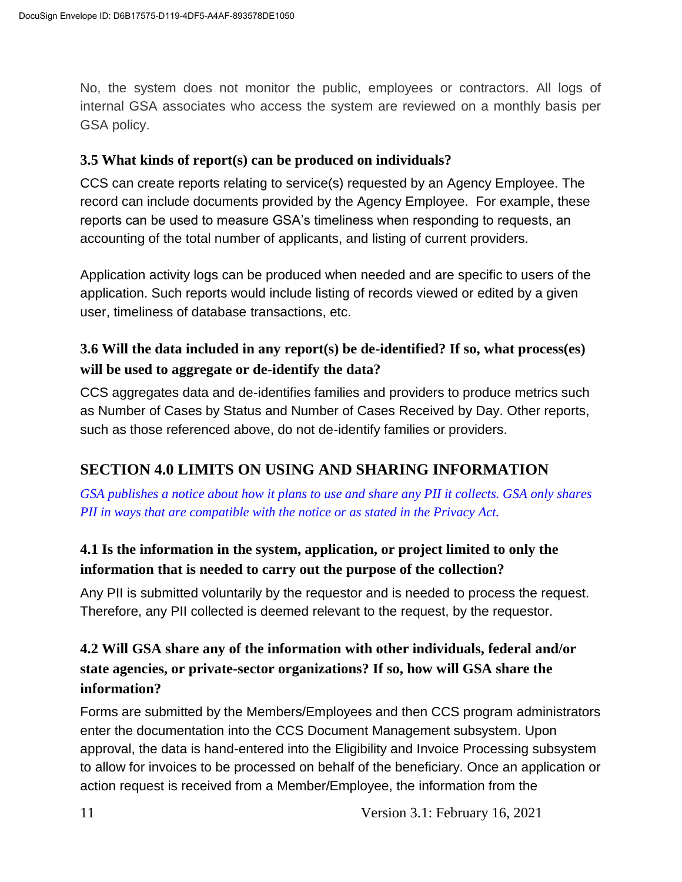No, the system does not monitor the public, employees or contractors. All logs of internal GSA associates who access the system are reviewed on a monthly basis per GSA policy.

### 3.5 What kinds of report(s) can be produced on individuals?

CCS can create reports relating to service(s) requested by an Agency Employee. The record can include documents provided by the Agency Employee. For example, these reports can be used to measure GSA's timeliness when responding to requests, an accounting of the total number of applicants, and listing of current providers.

Application activity logs can be produced when needed and are specific to users of the application. Such reports would include listing of records viewed or edited by a given user, timeliness of database transactions, etc.

### 3.6 Will the data included in any report(s) be de-identified? If so, what process(es) will be used to aggregate or de-identify the data?

CCS aggregates data and de-identifies families and providers to produce metrics such as Number of Cases by Status and Number of Cases Received by Day. Other reports, such as those referenced above, do not de-identify families or providers.

## SECTION 4.0 LIMITS ON USING AND SHARING INFORMATION

*GSA publishes a notice about how it plans to use and share any PII it collects. GSA only shares PII in ways that are compatible with the notice or as stated in the Privacy Act.*

### 4.1 Is the information in the system, application, or project limited to only the information that is needed to carry out the purpose of the collection?

Any PII is submitted voluntarily by the requestor and is needed to process the request. Therefore, any PII collected is deemed relevant to the request, by the requestor.

### 4.2 Will GSA share any of the information with other individuals, federal and/or state agencies, or private-sector organizations? If so, how will GSA share the information?

Forms are submitted by the Members/Employees and then CCS program administrators enter the documentation into the CCS Document Management subsystem. Upon approval, the data is hand-entered into the Eligibility and Invoice Processing subsystem to allow for invoices to be processed on behalf of the beneficiary. Once an application or action request is received from a Member/Employee, the information from the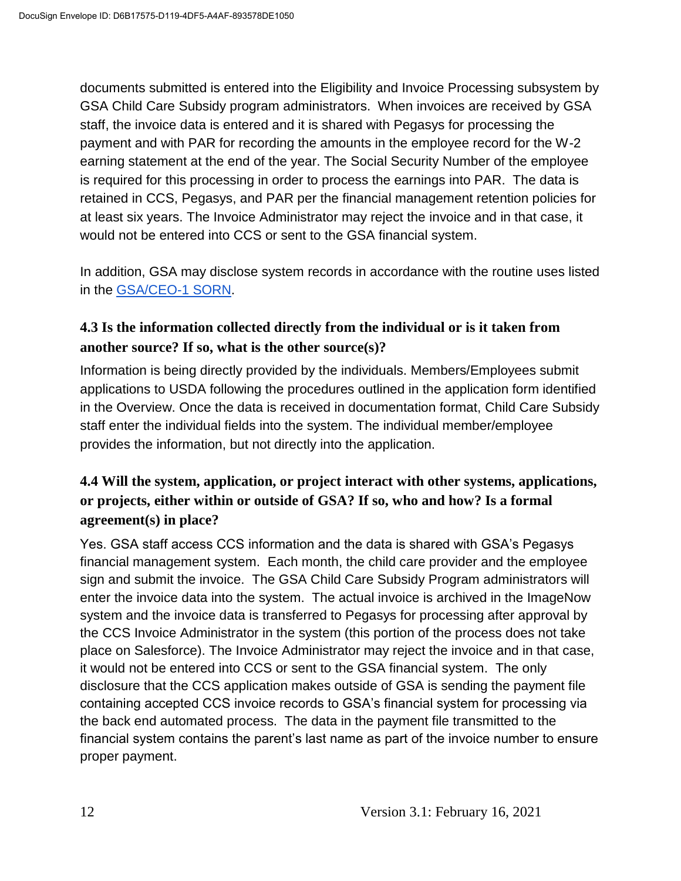documents submitted is entered into the Eligibility and Invoice Processing subsystem by GSA Child Care Subsidy program administrators. When invoices are received by GSA staff, the invoice data is entered and it is shared with Pegasys for processing the payment and with PAR for recording the amounts in the employee record for the W-2 earning statement at the end of the year. The Social Security Number of the employee is required for this processing in order to process the earnings into PAR. The data is retained in CCS, Pegasys, and PAR per the financial management retention policies for at least six years. The Invoice Administrator may reject the invoice and in that case, it would not be entered into CCS or sent to the GSA financial system.

In addition, GSA may disclose system records in accordance with the routine uses listed in the [GSA/CEO-1 SORN](#).

### 4.3 Is the information collected directly from the individual or is it taken from another source? If so, what is the other source(s)?

Information is being directly provided by the individuals. Members/Employees submit applications to USDA following the procedures outlined in the application form identified in the Overview. Once the data is received in documentation format, Child Care Subsidy staff enter the individual fields into the system. The individual member/employee provides the information, but not directly into the application.

### 4.4 Will the system, application, or project interact with other systems, applications, or projects, either within or outside of GSA? If so, who and how? Is a formal agreement(s) in place?

Yes. GSA staff access CCS information and the data is shared with GSA's Pegasys financial management system. Each month, the child care provider and the employee sign and submit the invoice. The GSA Child Care Subsidy Program administrators will enter the invoice data into the system. The actual invoice is archived in the ImageNow system and the invoice data is transferred to Pegasys for processing after approval by the CCS Invoice Administrator in the system (this portion of the process does not take place on Salesforce). The Invoice Administrator may reject the invoice and in that case, it would not be entered into CCS or sent to the GSA financial system. The only disclosure that the CCS application makes outside of GSA is sending the payment file containing accepted CCS invoice records to GSA's financial system for processing via the back end automated process. The data in the payment file transmitted to the financial system contains the parent's last name as part of the invoice number to ensure proper payment.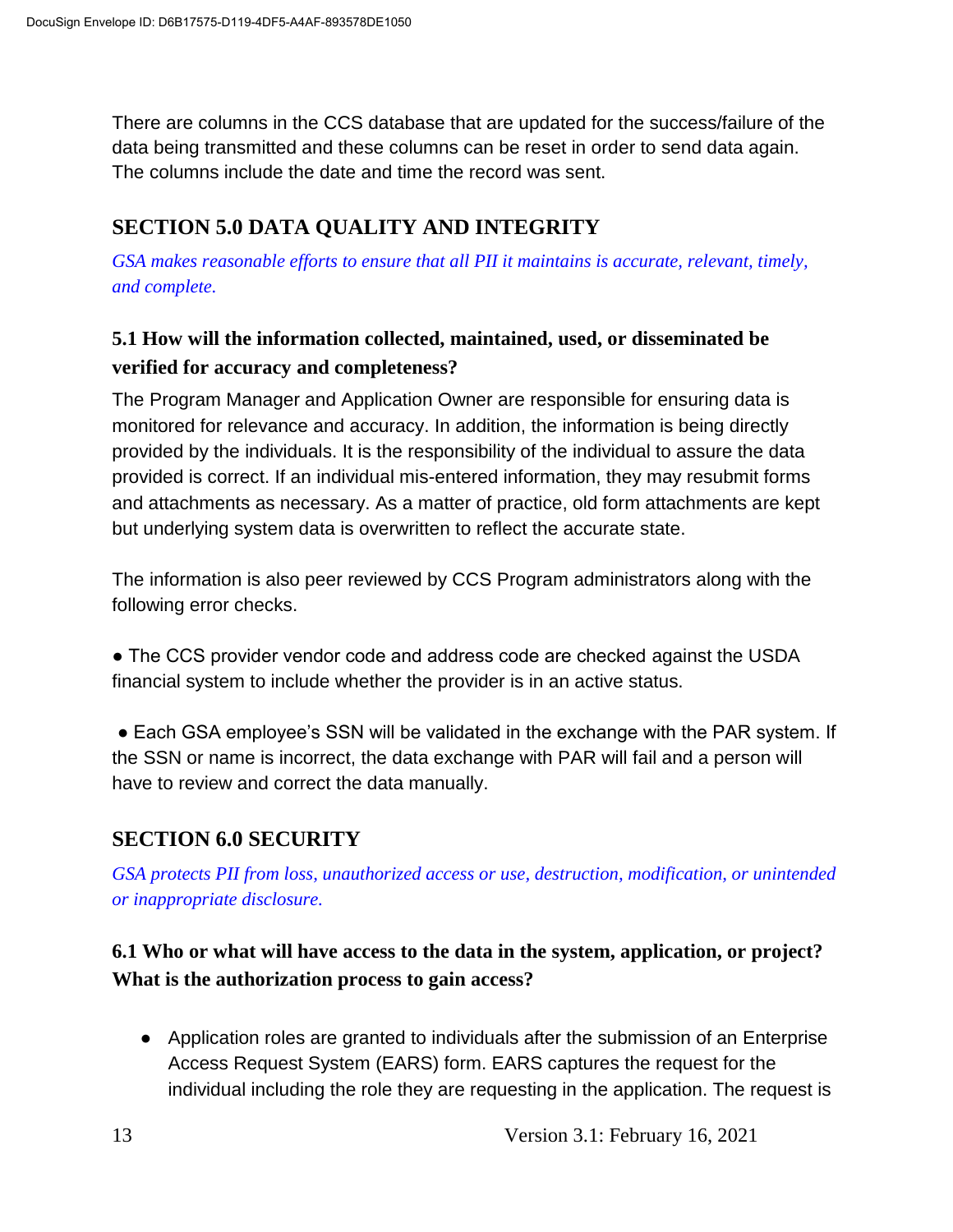There are columns in the CCS database that are updated for the success/failure of the data being transmitted and these columns can be reset in order to send data again. The columns include the date and time the record was sent.

## SECTION 5.0 DATA QUALITY AND INTEGRITY

*GSA makes reasonable efforts to ensure that all PII it maintains is accurate, relevant, timely, and complete.*

### 5.1 How will the information collected, maintained, used, or disseminated be verified for accuracy and completeness?

The Program Manager and Application Owner are responsible for ensuring data is monitored for relevance and accuracy. In addition, the information is being directly provided by the individuals. It is the responsibility of the individual to assure the data provided is correct. If an individual mis-entered information, they may resubmit forms and attachments as necessary. As a matter of practice, old form attachments are kept but underlying system data is overwritten to reflect the accurate state.

The information is also peer reviewed by CCS Program administrators along with the following error checks.

- The CCS provider vendor code and address code are checked against the USDA financial system to include whether the provider is in an active status.

- Each GSA employee's SSN will be validated in the exchange with the PAR system. If the SSN or name is incorrect, the data exchange with PAR will fail and a person will have to review and correct the data manually.

## SECTION 6.0 SECURITY

*GSA protects PII from loss, unauthorized access or use, destruction, modification, or unintended or inappropriate disclosure.*

### 6.1 Who or what will have access to the data in the system, application, or project? What is the authorization process to gain access?

- Application roles are granted to individuals after the submission of an Enterprise Access Request System (EARS) form. EARS captures the request for the individual including the role they are requesting in the application. The request is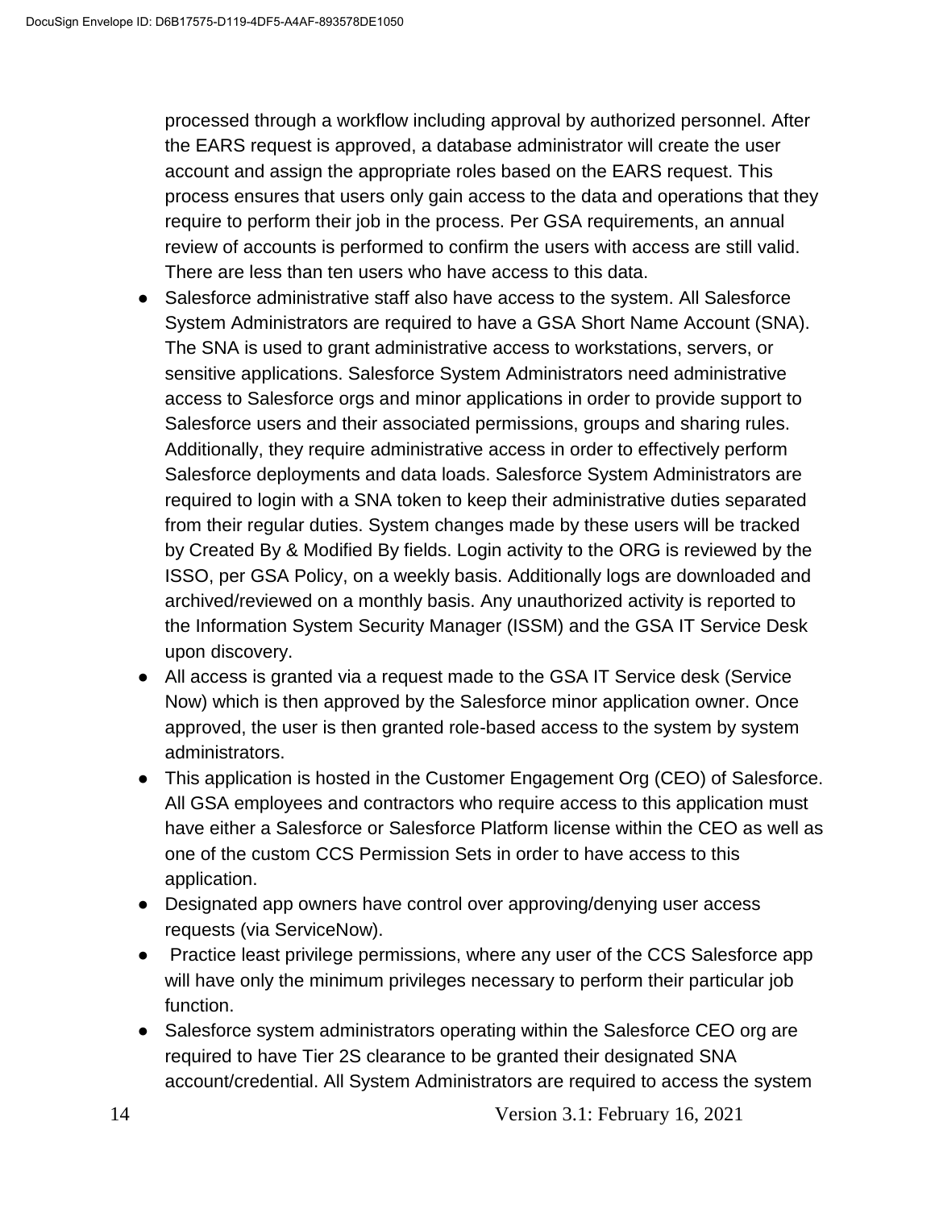processed through a workflow including approval by authorized personnel. After the EARS request is approved, a database administrator will create the user account and assign the appropriate roles based on the EARS request. This process ensures that users only gain access to the data and operations that they require to perform their job in the process. Per GSA requirements, an annual review of accounts is performed to confirm the users with access are still valid. There are less than ten users who have access to this data.

- Salesforce administrative staff also have access to the system. All Salesforce System Administrators are required to have a GSA Short Name Account (SNA). The SNA is used to grant administrative access to workstations, servers, or sensitive applications. Salesforce System Administrators need administrative access to Salesforce orgs and minor applications in order to provide support to Salesforce users and their associated permissions, groups and sharing rules. Additionally, they require administrative access in order to effectively perform Salesforce deployments and data loads. Salesforce System Administrators are required to login with a SNA token to keep their administrative duties separated from their regular duties. System changes made by these users will be tracked by Created By & Modified By fields. Login activity to the ORG is reviewed by the ISSO, per GSA Policy, on a weekly basis. Additionally logs are downloaded and archived/reviewed on a monthly basis. Any unauthorized activity is reported to the Information System Security Manager (ISSM) and the GSA IT Service Desk upon discovery.
- All access is granted via a request made to the GSA IT Service desk (Service Now) which is then approved by the Salesforce minor application owner. Once approved, the user is then granted role-based access to the system by system administrators.
- This application is hosted in the Customer Engagement Org (CEO) of Salesforce. All GSA employees and contractors who require access to this application must have either a Salesforce or Salesforce Platform license within the CEO as well as one of the custom CCS Permission Sets in order to have access to this application.
- Designated app owners have control over approving/denying user access requests (via ServiceNow).
- Practice least privilege permissions, where any user of the CCS Salesforce app will have only the minimum privileges necessary to perform their particular job function.
- Salesforce system administrators operating within the Salesforce CEO org are required to have Tier 2S clearance to be granted their designated SNA account/credential. All System Administrators are required to access the system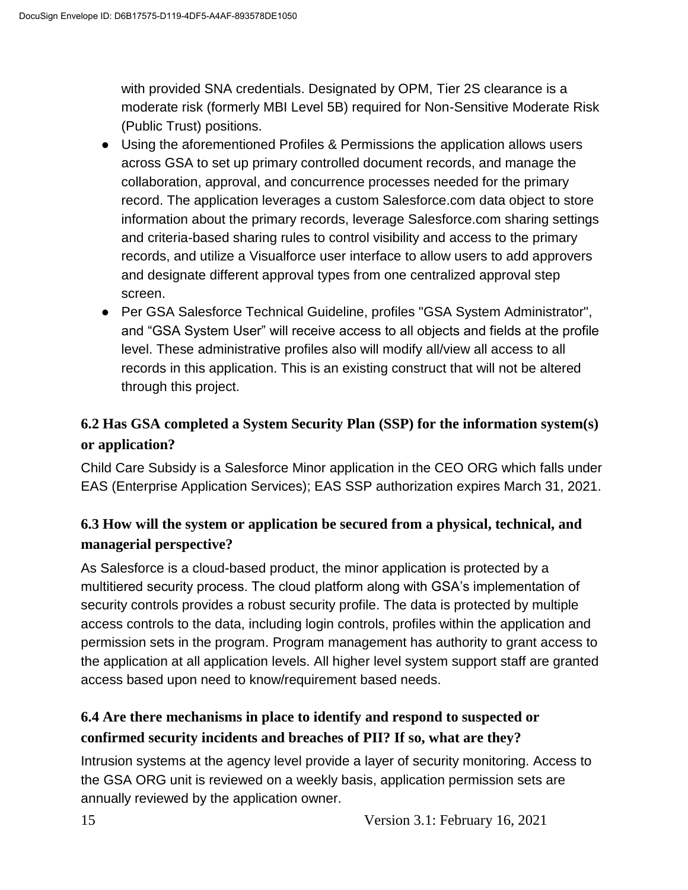with provided SNA credentials. Designated by OPM, Tier 2S clearance is a moderate risk (formerly MBI Level 5B) required for Non-Sensitive Moderate Risk (Public Trust) positions.

- Using the aforementioned Profiles & Permissions the application allows users across GSA to set up primary controlled document records, and manage the collaboration, approval, and concurrence processes needed for the primary record. The application leverages a custom Salesforce.com data object to store information about the primary records, leverage Salesforce.com sharing settings and criteria-based sharing rules to control visibility and access to the primary records, and utilize a Visualforce user interface to allow users to add approvers and designate different approval types from one centralized approval step screen.
- Per GSA Salesforce Technical Guideline, profiles "GSA System Administrator", and “GSA System User” will receive access to all objects and fields at the profile level. These administrative profiles also will modify all/view all access to all records in this application. This is an existing construct that will not be altered through this project.

### 6.2 Has GSA completed a System Security Plan (SSP) for the information system(s) or application?

Child Care Subsidy is a Salesforce Minor application in the CEO ORG which falls under EAS (Enterprise Application Services); EAS SSP authorization expires March 31, 2021.

### 6.3 How will the system or application be secured from a physical, technical, and managerial perspective?

As Salesforce is a cloud-based product, the minor application is protected by a multitiered security process. The cloud platform along with GSA’s implementation of security controls provides a robust security profile. The data is protected by multiple access controls to the data, including login controls, profiles within the application and permission sets in the program. Program management has authority to grant access to the application at all application levels. All higher level system support staff are granted access based upon need to know/requirement based needs.

### 6.4 Are there mechanisms in place to identify and respond to suspected or confirmed security incidents and breaches of PII? If so, what are they?

Intrusion systems at the agency level provide a layer of security monitoring. Access to the GSA ORG unit is reviewed on a weekly basis, application permission sets are annually reviewed by the application owner.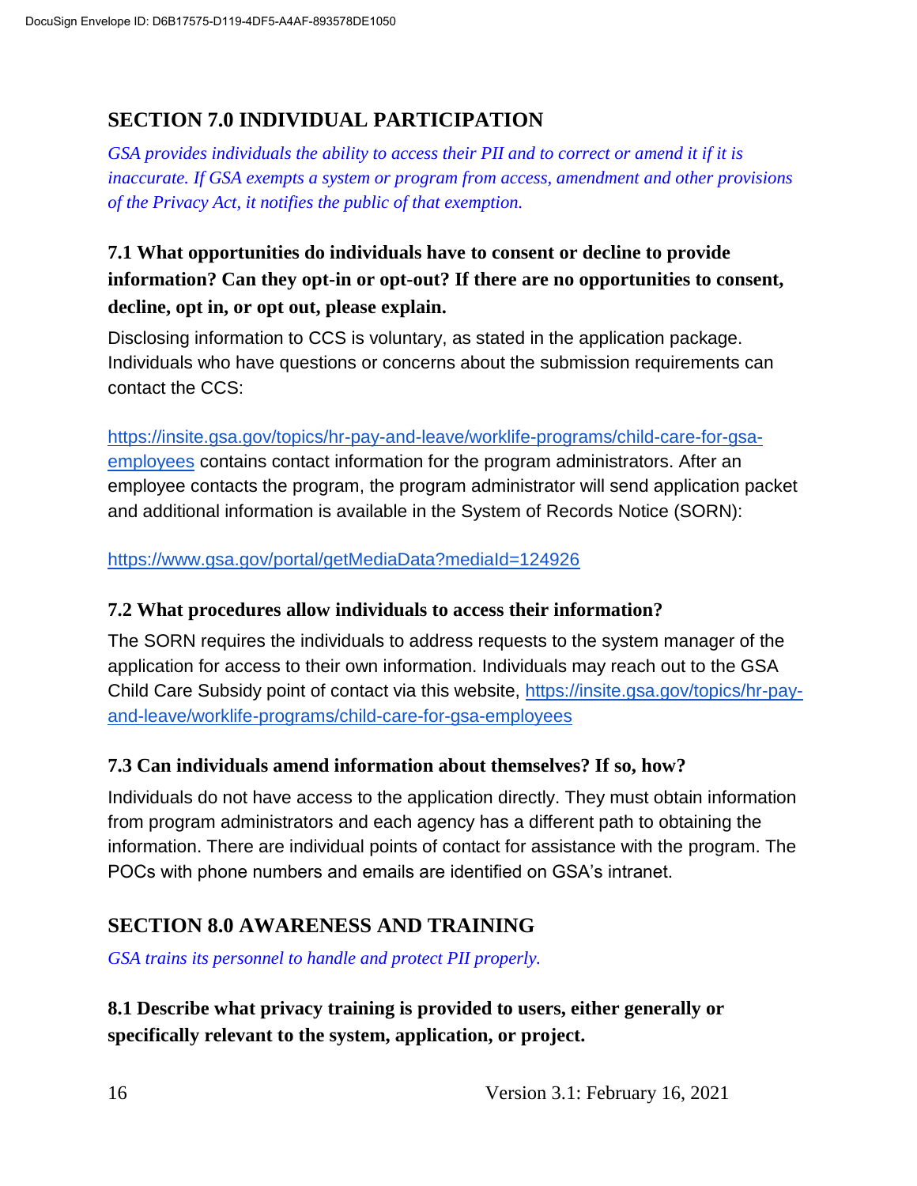## SECTION 7.0 INDIVIDUAL PARTICIPATION

*GSA provides individuals the ability to access their PII and to correct or amend it if it is inaccurate. If GSA exempts a system or program from access, amendment and other provisions of the Privacy Act, it notifies the public of that exemption.*

### 7.1 What opportunities do individuals have to consent or decline to provide information? Can they opt-in or opt-out? If there are no opportunities to consent, decline, opt in, or opt out, please explain.

Disclosing information to CCS is voluntary, as stated in the application package. Individuals who have questions or concerns about the submission requirements can contact the CCS:

https://insite.gsa.gov/topics/hr-pay-and-leave/worklife-programs/child-care-for-gsa-employees contains contact information for the program administrators. After an employee contacts the program, the program administrator will send application packet and additional information is available in the System of Records Notice (SORN):

https://www.gsa.gov/portal/getMediaData?mediaId=124926

### 7.2 What procedures allow individuals to access their information?

The SORN requires the individuals to address requests to the system manager of the application for access to their own information. Individuals may reach out to the GSA Child Care Subsidy point of contact via this website, https://insite.gsa.gov/topics/hr-pay-and-leave/worklife-programs/child-care-for-gsa-employees

### 7.3 Can individuals amend information about themselves? If so, how?

Individuals do not have access to the application directly. They must obtain information from program administrators and each agency has a different path to obtaining the information. There are individual points of contact for assistance with the program. The POCs with phone numbers and emails are identified on GSA's intranet.

## SECTION 8.0 AWARENESS AND TRAINING

*GSA trains its personnel to handle and protect PII properly.*

### 8.1 Describe what privacy training is provided to users, either generally or specifically relevant to the system, application, or project.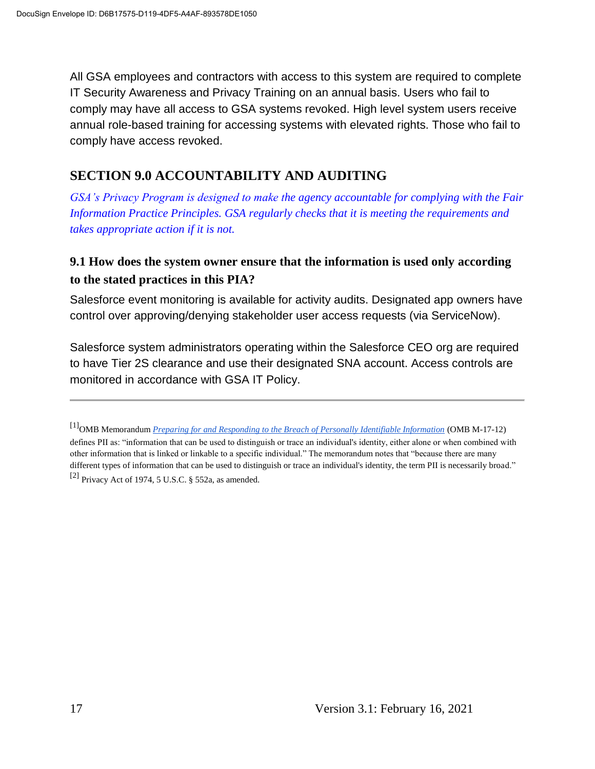All GSA employees and contractors with access to this system are required to complete IT Security Awareness and Privacy Training on an annual basis. Users who fail to comply may have all access to GSA systems revoked. High level system users receive annual role-based training for accessing systems with elevated rights. Those who fail to comply have access revoked.

## SECTION 9.0 ACCOUNTABILITY AND AUDITING

*GSA's Privacy Program is designed to make the agency accountable for complying with the Fair Information Practice Principles. GSA regularly checks that it is meeting the requirements and takes appropriate action if it is not.*

### 9.1 How does the system owner ensure that the information is used only according to the stated practices in this PIA?

Salesforce event monitoring is available for activity audits. Designated app owners have control over approving/denying stakeholder user access requests (via ServiceNow).

Salesforce system administrators operating within the Salesforce CEO org are required to have Tier 2S clearance and use their designated SNA account. Access controls are monitored in accordance with GSA IT Policy.

---

[1]OMB Memorandum *Preparing for and Responding to the Breach of Personally Identifiable Information* (OMB M-17-12) defines PII as: "information that can be used to distinguish or trace an individual's identity, either alone or when combined with other information that is linked or linkable to a specific individual." The memorandum notes that "because there are many different types of information that can be used to distinguish or trace an individual's identity, the term PII is necessarily broad."

[2] Privacy Act of 1974, 5 U.S.C. § 552a, as amended.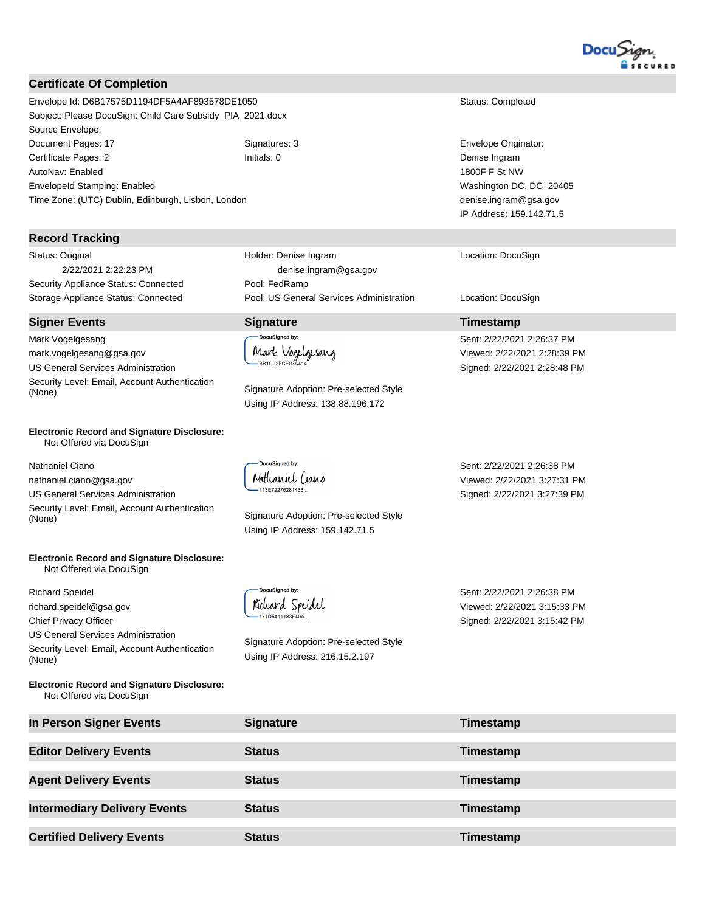## Certificate Of Completion

| | | |
|---|---|---|
| Envelope Id: D6B17575D1194DF5A4AF893578DE1050 | | Status: Completed |
| Subject: Please DocuSign: Child Care Subsidy_PIA_2021.docx | | |
| Source Envelope: | | |
| Document Pages: 17 | Signatures: 3 | Envelope Originator: |
| Certificate Pages: 2 | Initials: 0 | Denise Ingram |
| AutoNav: Enabled | | 1800F F St NW |
| EnvelopeId Stamping: Enabled | | Washington DC, DC 20405 |
| Time Zone: (UTC) Dublin, Edinburgh, Lisbon, London | | denise.ingram@gsa.gov |
| | | IP Address: 159.142.71.5 |

## Record Tracking

| | | |
|---|---|---|
| Status: Original<br>2/22/2021 2:22:23 PM | Holder: Denise Ingram<br>denise.ingram@gsa.gov | Location: DocuSign |
| Security Appliance Status: Connected | Pool: FedRamp | |
| Storage Appliance Status: Connected | Pool: US General Services Administration | Location: DocuSign |

| Signer Events | Signature | Timestamp |
|---|---|---|
| Mark Vogelgesang<br>mark.vogelgesang@gsa.gov<br>US General Services Administration<br>Security Level: Email, Account Authentication (None) | DocuSigned by: Mark Vogelgesang<br>BB1C02FCE03A414...<br><br>Signature Adoption: Pre-selected Style<br>Using IP Address: 138.88.196.172 | Sent: 2/22/2021 2:26:37 PM<br>Viewed: 2/22/2021 2:28:39 PM<br>Signed: 2/22/2021 2:28:48 PM |
| **Electronic Record and Signature Disclosure:**<br>Not Offered via DocuSign | | |
| Nathaniel Ciano<br>nathaniel.ciano@gsa.gov<br>US General Services Administration<br>Security Level: Email, Account Authentication (None) | DocuSigned by: Nathaniel Ciano<br>113E72276281433...<br><br>Signature Adoption: Pre-selected Style<br>Using IP Address: 159.142.71.5 | Sent: 2/22/2021 2:26:38 PM<br>Viewed: 2/22/2021 3:27:31 PM<br>Signed: 2/22/2021 3:27:39 PM |
| **Electronic Record and Signature Disclosure:**<br>Not Offered via DocuSign | | |
| Richard Speidel<br>richard.speidel@gsa.gov<br>Chief Privacy Officer<br>US General Services Administration<br>Security Level: Email, Account Authentication (None) | DocuSigned by: Richard Speidel<br>171D5411183F40A...<br><br>Signature Adoption: Pre-selected Style<br>Using IP Address: 216.15.2.197 | Sent: 2/22/2021 2:26:38 PM<br>Viewed: 2/22/2021 3:15:33 PM<br>Signed: 2/22/2021 3:15:42 PM |
| **Electronic Record and Signature Disclosure:**<br>Not Offered via DocuSign | | |

| In Person Signer Events | Signature | Timestamp |
|---|---|---|

| Editor Delivery Events | Status | Timestamp |
|---|---|---|

| Agent Delivery Events | Status | Timestamp |
|---|---|---|

| Intermediary Delivery Events | Status | Timestamp |
|---|---|---|

| Certified Delivery Events | Status | Timestamp |
|---|---|---|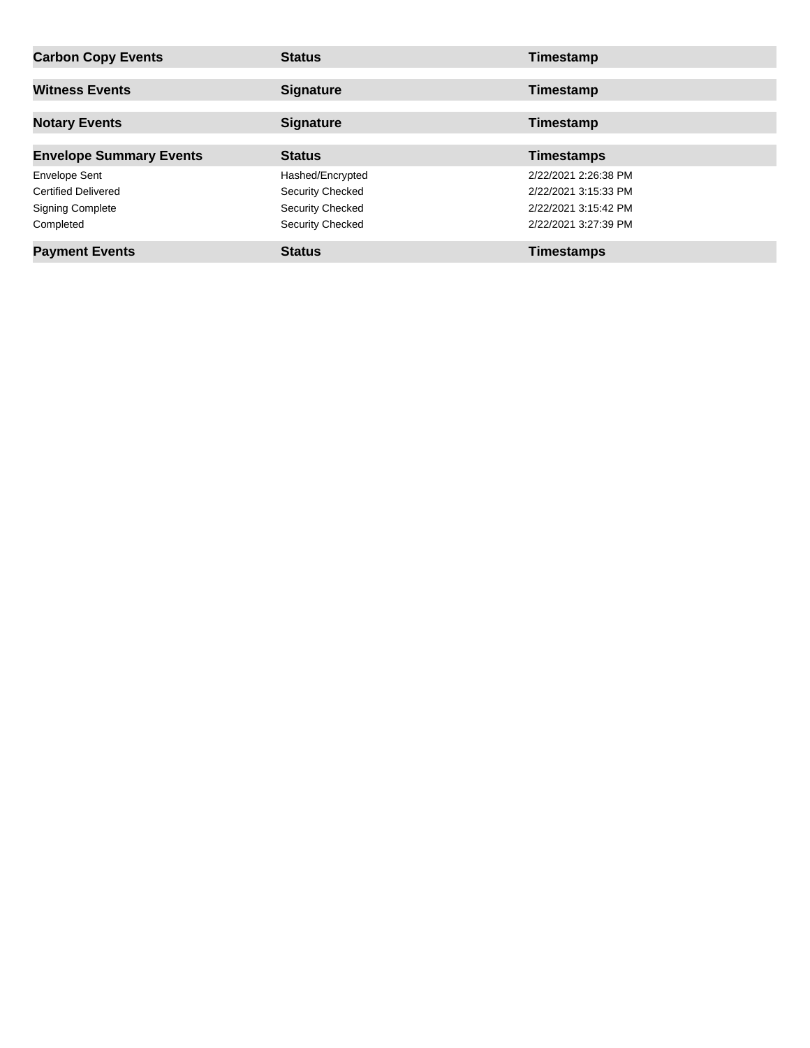| Carbon Copy Events | Status | Timestamp |
|---|---|---|

| Witness Events | Signature | Timestamp |
|---|---|---|

| Notary Events | Signature | Timestamp |
|---|---|---|

| Envelope Summary Events | Status | Timestamps |
|---|---|---|
| Envelope Sent | Hashed/Encrypted | 2/22/2021 2:26:38 PM |
| Certified Delivered | Security Checked | 2/22/2021 3:15:33 PM |
| Signing Complete | Security Checked | 2/22/2021 3:15:42 PM |
| Completed | Security Checked | 2/22/2021 3:27:39 PM |

| Payment Events | Status | Timestamps |
|---|---|---|